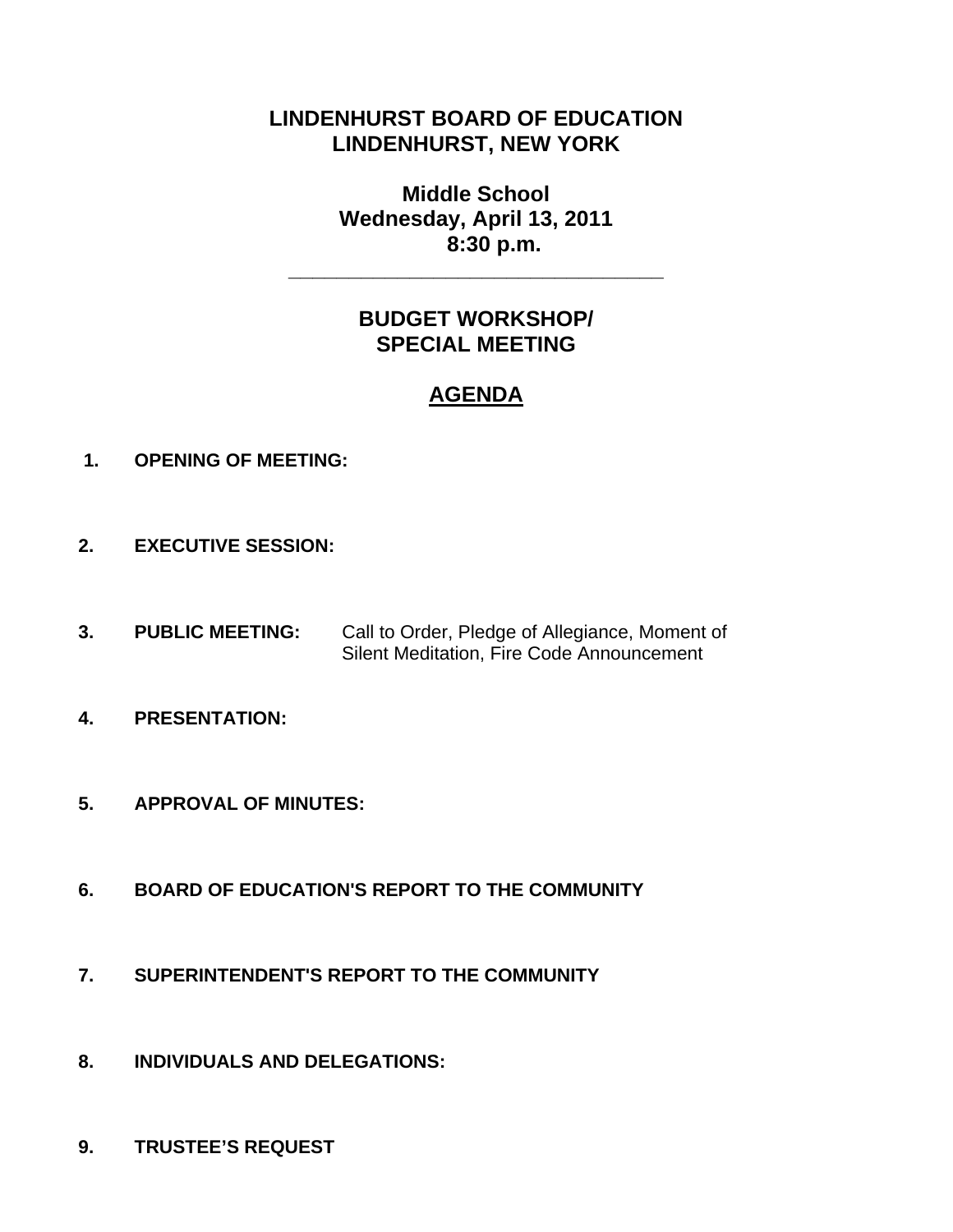# LINDENHURST BOARD OF EDUCATION
# LINDENHURST, NEW YORK

## Middle School
## Wednesday, April 13, 2011
## 8:30 p.m.

---

## BUDGET WORKSHOP/
## SPECIAL MEETING

## AGENDA

1. **OPENING OF MEETING:**

2. **EXECUTIVE SESSION:**

3. **PUBLIC MEETING:** Call to Order, Pledge of Allegiance, Moment of Silent Meditation, Fire Code Announcement

4. **PRESENTATION:**

5. **APPROVAL OF MINUTES:**

6. **BOARD OF EDUCATION'S REPORT TO THE COMMUNITY**

7. **SUPERINTENDENT'S REPORT TO THE COMMUNITY**

8. **INDIVIDUALS AND DELEGATIONS:**

9. **TRUSTEE'S REQUEST**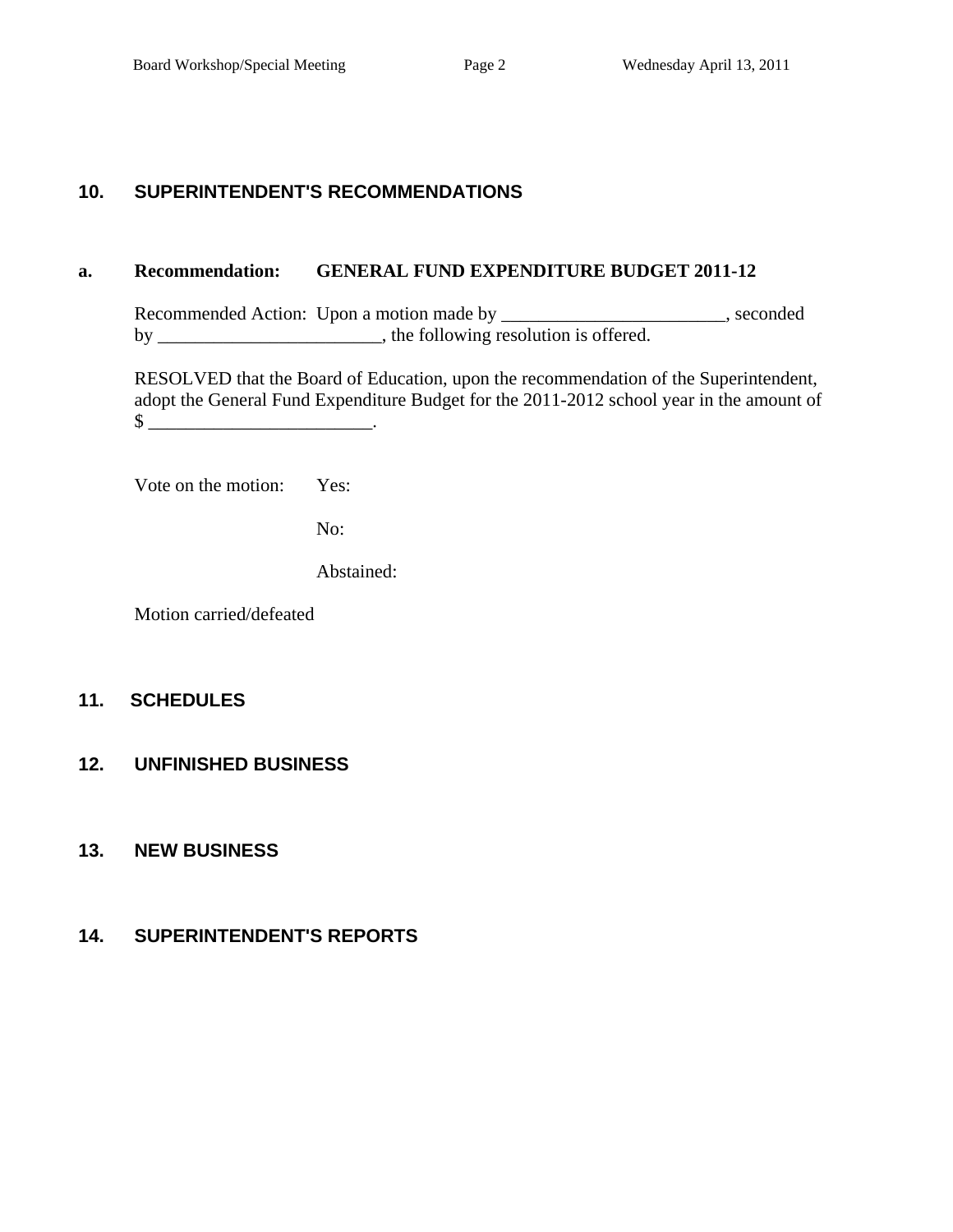## 10. SUPERINTENDENT'S RECOMMENDATIONS

**a. Recommendation: GENERAL FUND EXPENDITURE BUDGET 2011-12**

Recommended Action: Upon a motion made by ________________________, seconded by ________________________, the following resolution is offered.

RESOLVED that the Board of Education, upon the recommendation of the Superintendent, adopt the General Fund Expenditure Budget for the 2011-2012 school year in the amount of $ ________________________.

Vote on the motion: Yes:

No:

Abstained:

Motion carried/defeated

## 11. SCHEDULES

## 12. UNFINISHED BUSINESS

## 13. NEW BUSINESS

## 14. SUPERINTENDENT'S REPORTS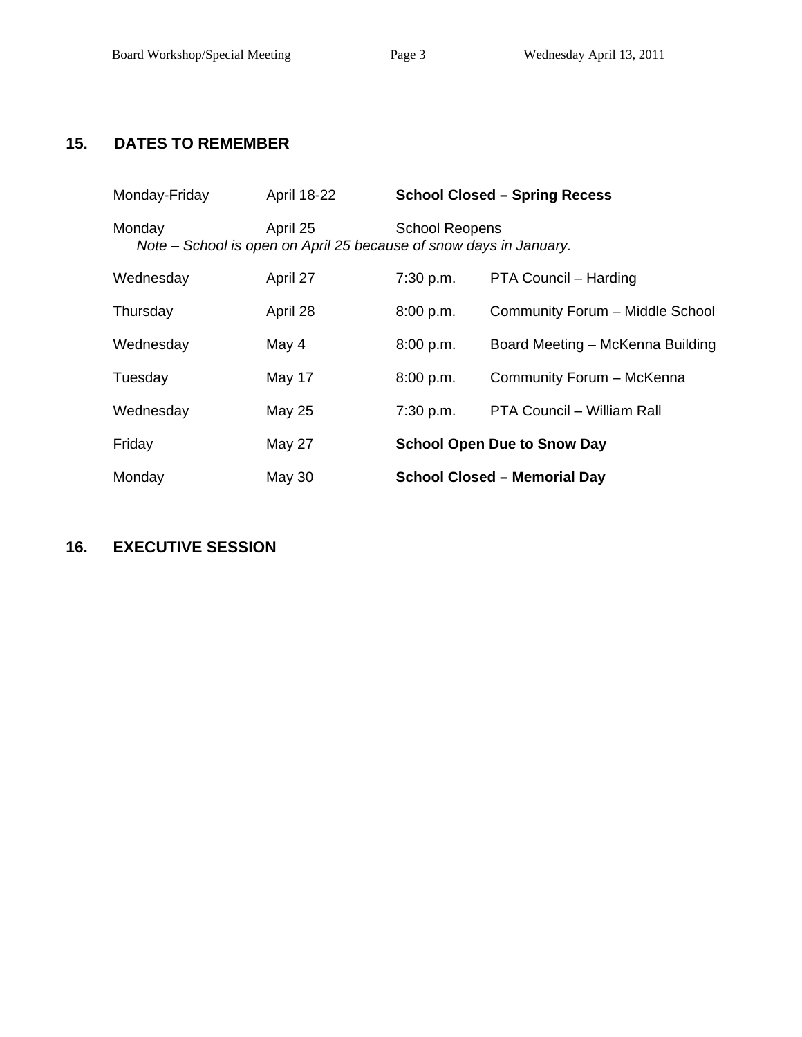## 15. DATES TO REMEMBER

| | | | |
|---|---|---|---|
| Monday-Friday | April 18-22 | **School Closed – Spring Recess** | |
| Monday | April 25 | School Reopens | |

*Note – School is open on April 25 because of snow days in January.*

| | | | |
|---|---|---|---|
| Wednesday | April 27 | 7:30 p.m. | PTA Council – Harding |
| Thursday | April 28 | 8:00 p.m. | Community Forum – Middle School |
| Wednesday | May 4 | 8:00 p.m. | Board Meeting – McKenna Building |
| Tuesday | May 17 | 8:00 p.m. | Community Forum – McKenna |
| Wednesday | May 25 | 7:30 p.m. | PTA Council – William Rall |
| Friday | May 27 | **School Open Due to Snow Day** | |
| Monday | May 30 | **School Closed – Memorial Day** | |

## 16. EXECUTIVE SESSION